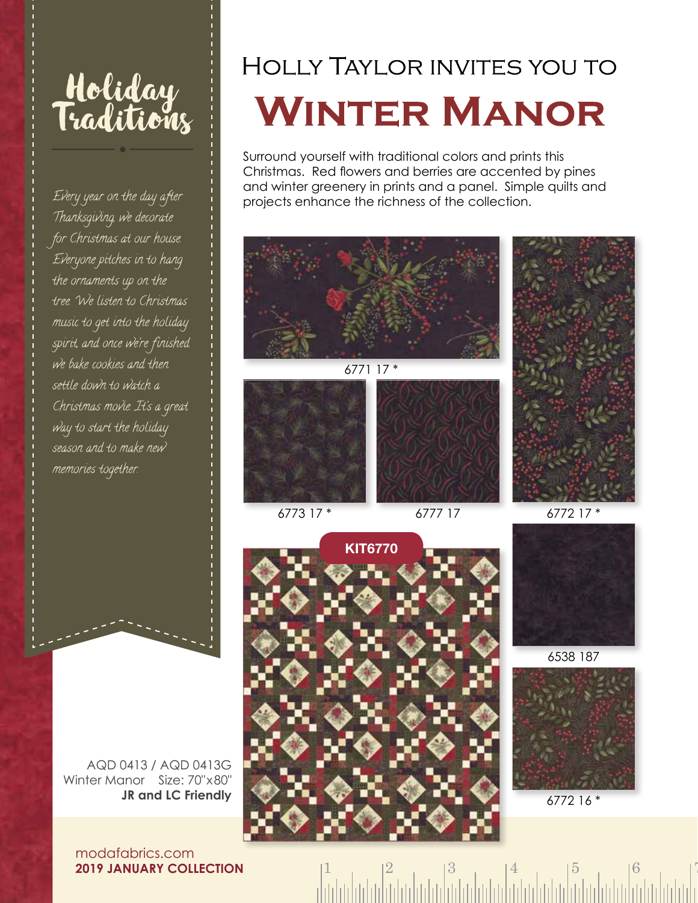# Holiday Traditions

*Every year on the day after Thanksgiving, we decorate for Christmas at our house. Everyone pitches in to hang the ornaments up on the tree. We listen to Christmas music to get into the holiday spirit, and once we're finished we bake cookies and then settle down to watch a Christmas movie. It's a great way to start the holiday season and to make new memories together.*

## Holly Taylor invites you to

# Winter Manor

Surround yourself with traditional colors and prints this Christmas. Red flowers and berries are accented by pines and winter greenery in prints and a panel. Simple quilts and projects enhance the richness of the collection.

6771 17 *

6773 17 *

6777 17

6772 17 *

KIT6770

6538 187

6772 16 *

AQD 0413 / AQD 0413G
Winter Manor Size: 70"x80"
**JR and LC Friendly**

modafabrics.com
**2019 JANUARY COLLECTION**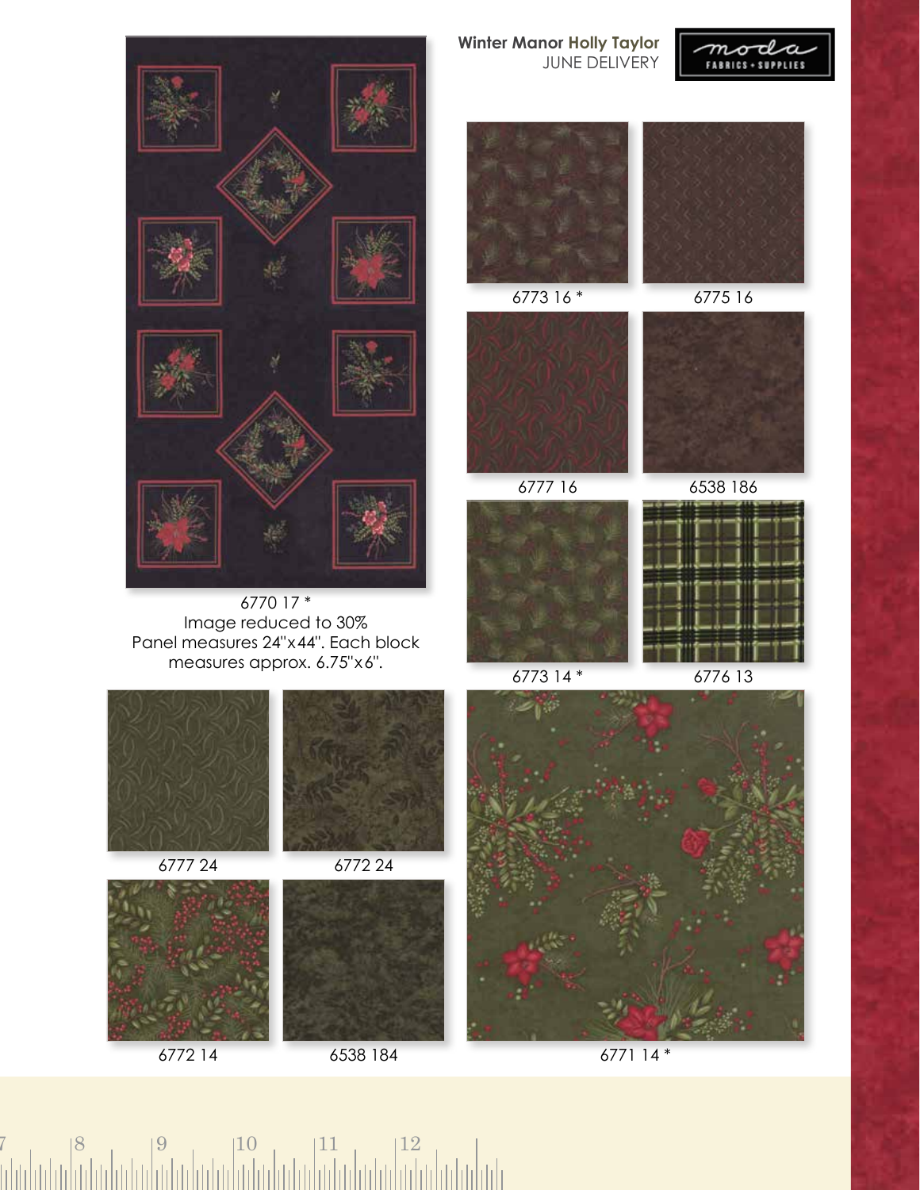**Winter Manor Holly Taylor**
JUNE DELIVERY

moda FABRICS + SUPPLIES

6770 17 *
Image reduced to 30%
Panel measures 24"x44". Each block measures approx. 6.75"x6".

6773 16 *

6775 16

6777 16

6538 186

6773 14 *

6776 13

6777 24

6772 24

6772 14

6538 184

6771 14 *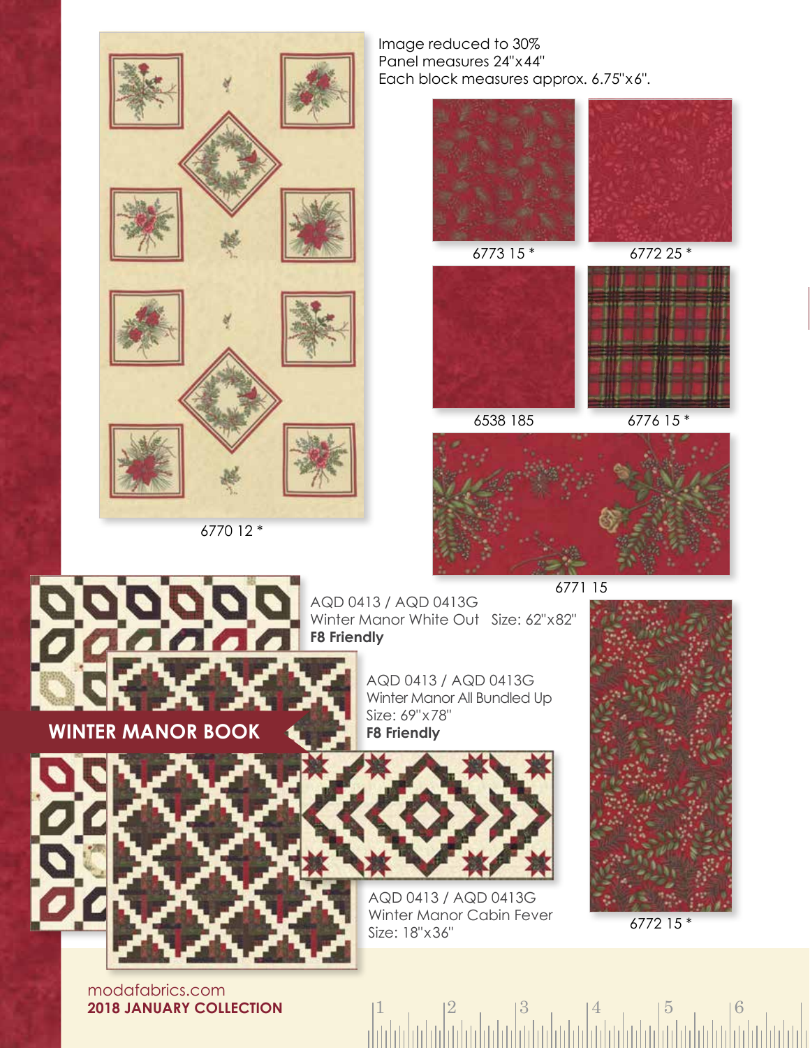Image reduced to 30%
Panel measures 24"x44"
Each block measures approx. 6.75"x6".

6770 12 *

6773 15 *

6772 25 *

6538 185

6776 15 *

6771 15

## WINTER MANOR BOOK

AQD 0413 / AQD 0413G
Winter Manor White Out Size: 62"x82"
**F8 Friendly**

AQD 0413 / AQD 0413G
Winter Manor All Bundled Up
Size: 69"x78"
**F8 Friendly**

AQD 0413 / AQD 0413G
Winter Manor Cabin Fever
Size: 18"x36"

6772 15 *

modafabrics.com
**2018 JANUARY COLLECTION**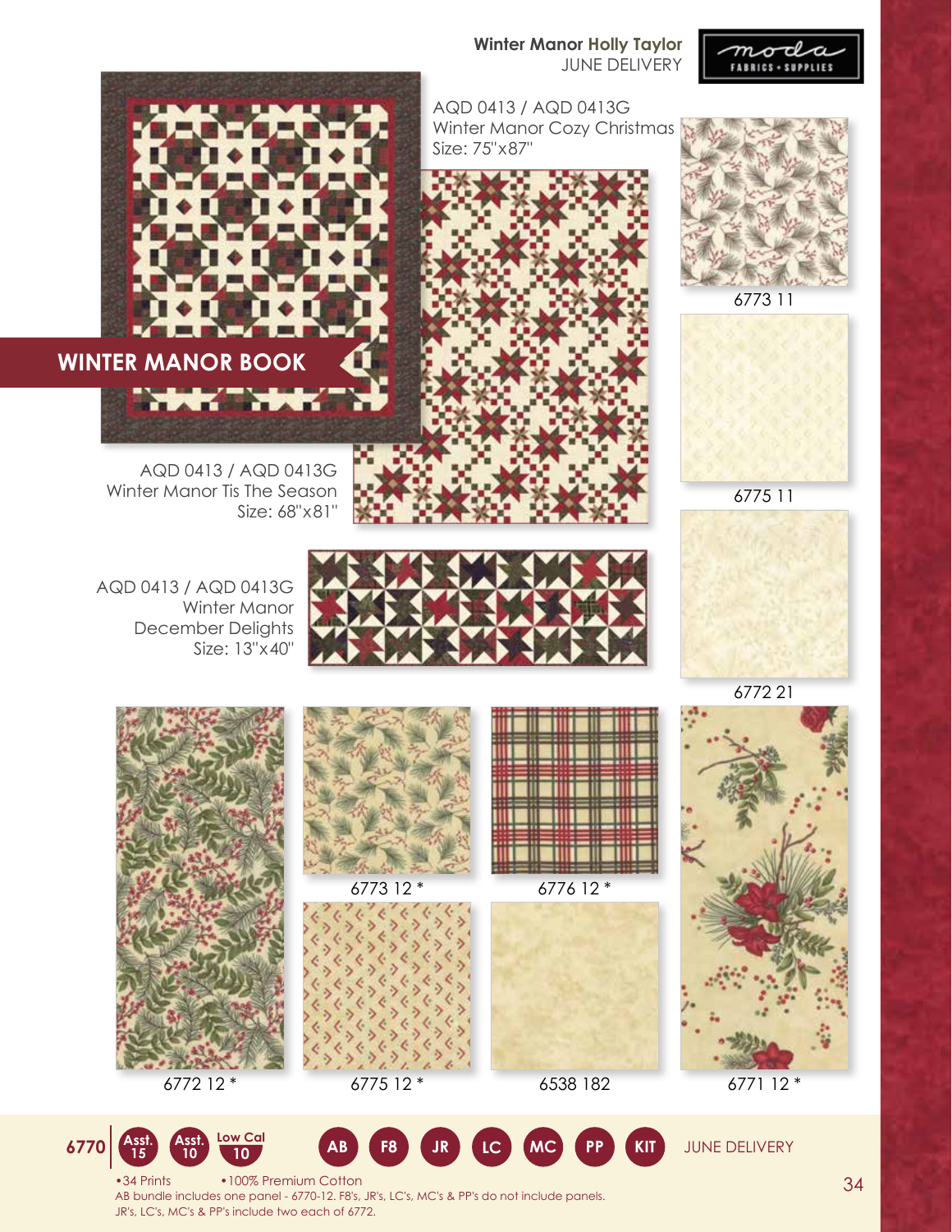**Winter Manor Holly Taylor**
JUNE DELIVERY

moda FABRICS + SUPPLIES

## WINTER MANOR BOOK

AQD 0413 / AQD 0413G
Winter Manor Cozy Christmas
Size: 75"x87"

AQD 0413 / AQD 0413G
Winter Manor Tis The Season
Size: 68"x81"

AQD 0413 / AQD 0413G
Winter Manor
December Delights
Size: 13"x40"

6773 11

6775 11

6772 21

6772 12 *

6773 12 *

6776 12 *

6775 12 *

6538 182

6771 12 *

6770 Asst. 15 Asst. 10 Low Cal 10 AB F8 JR LC MC PP KIT JUNE DELIVERY

- 34 Prints
- 100% Premium Cotton

AB bundle includes one panel - 6770-12. F8's, JR's, LC's, MC's & PP's do not include panels.
JR's, LC's, MC's & PP's include two each of 6772.